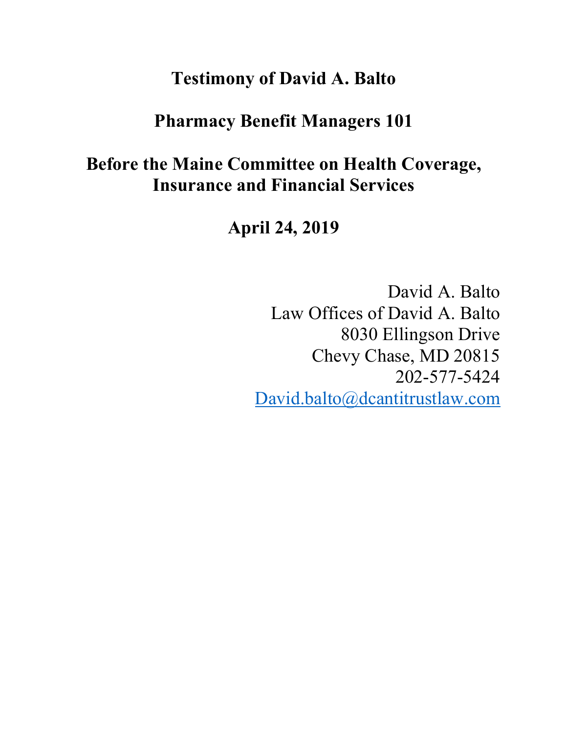# Testimony of David A. Balto

## Pharmacy Benefit Managers 101

## Before the Maine Committee on Health Coverage, Insurance and Financial Services

## April 24, 2019

David A. Balto
Law Offices of David A. Balto
8030 Ellingson Drive
Chevy Chase, MD 20815
202-577-5424
David.balto@dcantitrustlaw.com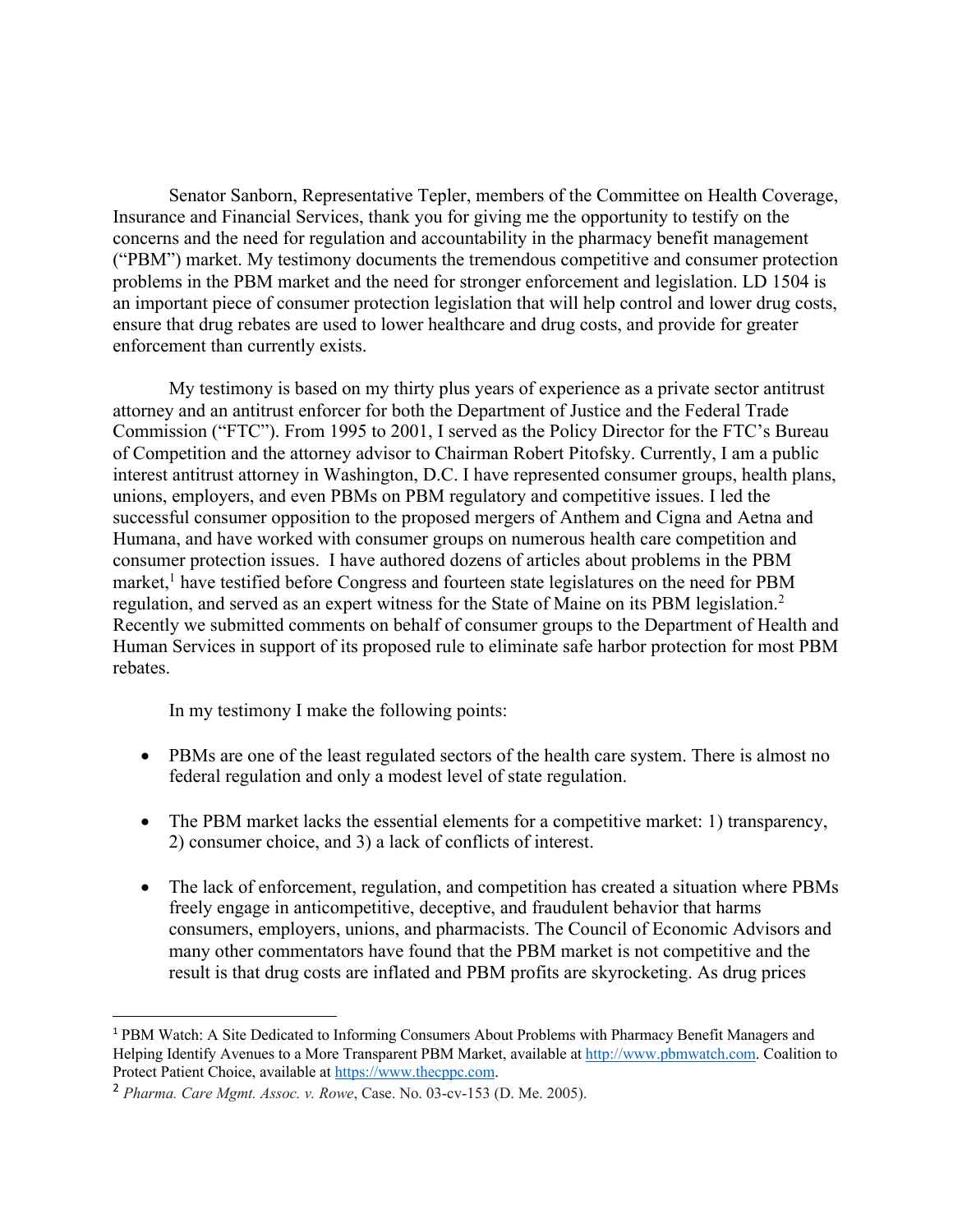Senator Sanborn, Representative Tepler, members of the Committee on Health Coverage, Insurance and Financial Services, thank you for giving me the opportunity to testify on the concerns and the need for regulation and accountability in the pharmacy benefit management ("PBM") market. My testimony documents the tremendous competitive and consumer protection problems in the PBM market and the need for stronger enforcement and legislation. LD 1504 is an important piece of consumer protection legislation that will help control and lower drug costs, ensure that drug rebates are used to lower healthcare and drug costs, and provide for greater enforcement than currently exists.

My testimony is based on my thirty plus years of experience as a private sector antitrust attorney and an antitrust enforcer for both the Department of Justice and the Federal Trade Commission ("FTC"). From 1995 to 2001, I served as the Policy Director for the FTC's Bureau of Competition and the attorney advisor to Chairman Robert Pitofsky. Currently, I am a public interest antitrust attorney in Washington, D.C. I have represented consumer groups, health plans, unions, employers, and even PBMs on PBM regulatory and competitive issues. I led the successful consumer opposition to the proposed mergers of Anthem and Cigna and Aetna and Humana, and have worked with consumer groups on numerous health care competition and consumer protection issues. I have authored dozens of articles about problems in the PBM market,[1] have testified before Congress and fourteen state legislatures on the need for PBM regulation, and served as an expert witness for the State of Maine on its PBM legislation.[2] Recently we submitted comments on behalf of consumer groups to the Department of Health and Human Services in support of its proposed rule to eliminate safe harbor protection for most PBM rebates.

In my testimony I make the following points:

- PBMs are one of the least regulated sectors of the health care system. There is almost no federal regulation and only a modest level of state regulation.

- The PBM market lacks the essential elements for a competitive market: 1) transparency, 2) consumer choice, and 3) a lack of conflicts of interest.

- The lack of enforcement, regulation, and competition has created a situation where PBMs freely engage in anticompetitive, deceptive, and fraudulent behavior that harms consumers, employers, unions, and pharmacists. The Council of Economic Advisors and many other commentators have found that the PBM market is not competitive and the result is that drug costs are inflated and PBM profits are skyrocketing. As drug prices

---

[1] PBM Watch: A Site Dedicated to Informing Consumers About Problems with Pharmacy Benefit Managers and Helping Identify Avenues to a More Transparent PBM Market, available at http://www.pbmwatch.com. Coalition to Protect Patient Choice, available at https://www.thecppc.com.

[2] *Pharma. Care Mgmt. Assoc. v. Rowe*, Case. No. 03-cv-153 (D. Me. 2005).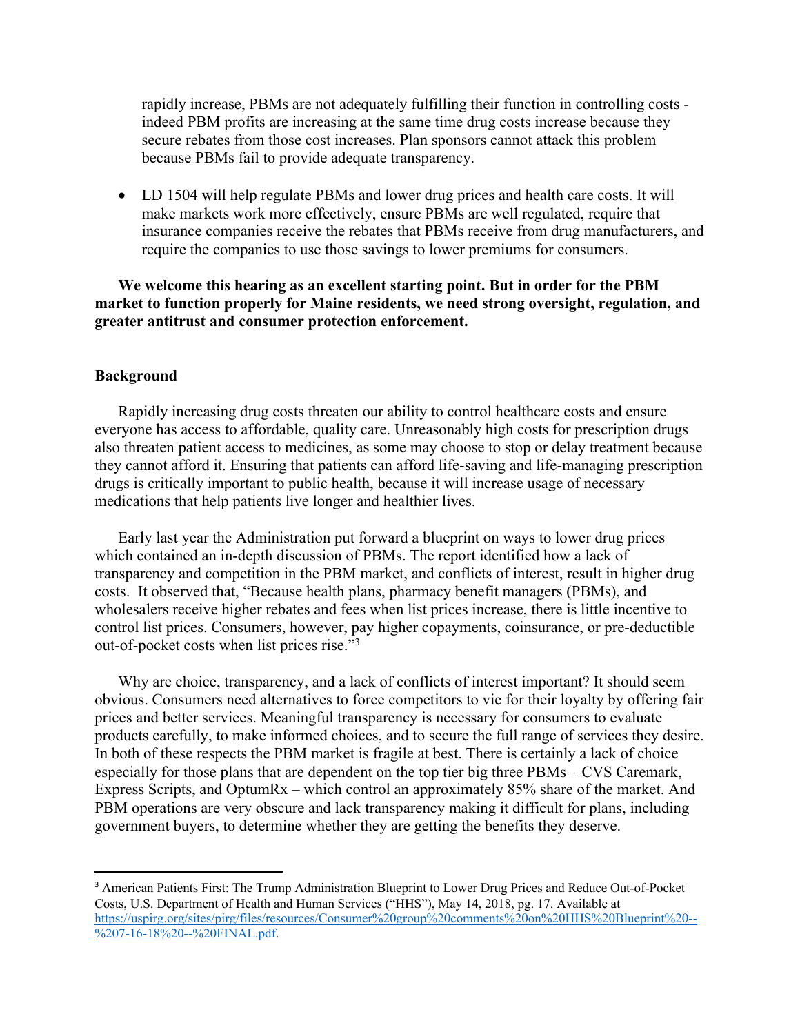rapidly increase, PBMs are not adequately fulfilling their function in controlling costs - indeed PBM profits are increasing at the same time drug costs increase because they secure rebates from those cost increases. Plan sponsors cannot attack this problem because PBMs fail to provide adequate transparency.

- LD 1504 will help regulate PBMs and lower drug prices and health care costs. It will make markets work more effectively, ensure PBMs are well regulated, require that insurance companies receive the rebates that PBMs receive from drug manufacturers, and require the companies to use those savings to lower premiums for consumers.

**We welcome this hearing as an excellent starting point. But in order for the PBM market to function properly for Maine residents, we need strong oversight, regulation, and greater antitrust and consumer protection enforcement.**

**Background**

Rapidly increasing drug costs threaten our ability to control healthcare costs and ensure everyone has access to affordable, quality care. Unreasonably high costs for prescription drugs also threaten patient access to medicines, as some may choose to stop or delay treatment because they cannot afford it. Ensuring that patients can afford life-saving and life-managing prescription drugs is critically important to public health, because it will increase usage of necessary medications that help patients live longer and healthier lives.

Early last year the Administration put forward a blueprint on ways to lower drug prices which contained an in-depth discussion of PBMs. The report identified how a lack of transparency and competition in the PBM market, and conflicts of interest, result in higher drug costs. It observed that, "Because health plans, pharmacy benefit managers (PBMs), and wholesalers receive higher rebates and fees when list prices increase, there is little incentive to control list prices. Consumers, however, pay higher copayments, coinsurance, or pre-deductible out-of-pocket costs when list prices rise."[3]

Why are choice, transparency, and a lack of conflicts of interest important? It should seem obvious. Consumers need alternatives to force competitors to vie for their loyalty by offering fair prices and better services. Meaningful transparency is necessary for consumers to evaluate products carefully, to make informed choices, and to secure the full range of services they desire. In both of these respects the PBM market is fragile at best. There is certainly a lack of choice especially for those plans that are dependent on the top tier big three PBMs – CVS Caremark, Express Scripts, and OptumRx – which control an approximately 85% share of the market. And PBM operations are very obscure and lack transparency making it difficult for plans, including government buyers, to determine whether they are getting the benefits they deserve.

---

[3] American Patients First: The Trump Administration Blueprint to Lower Drug Prices and Reduce Out-of-Pocket Costs, U.S. Department of Health and Human Services ("HHS"), May 14, 2018, pg. 17. Available at https://uspirg.org/sites/pirg/files/resources/Consumer%20group%20comments%20on%20HHS%20Blueprint%20--%207-16-18%20--%20FINAL.pdf.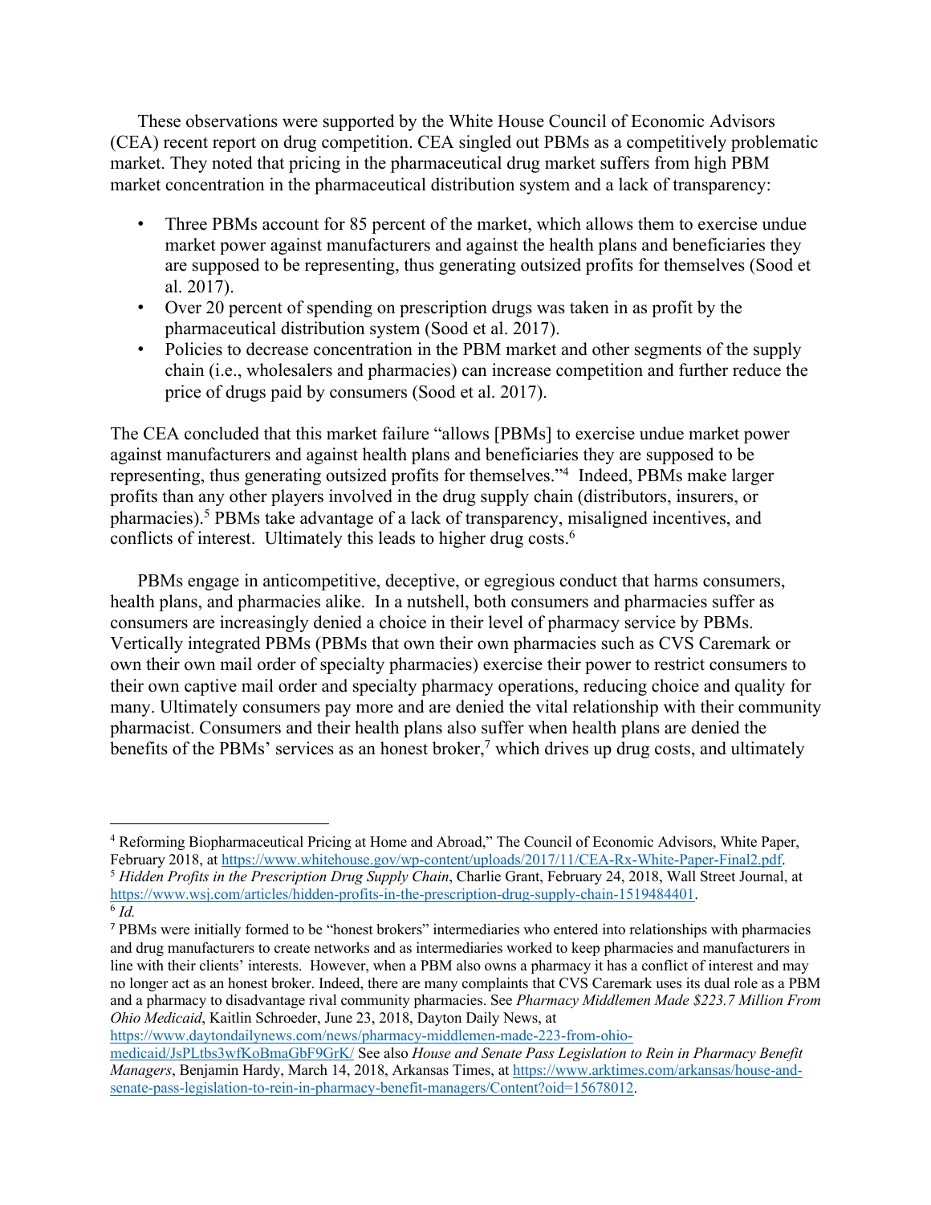These observations were supported by the White House Council of Economic Advisors (CEA) recent report on drug competition. CEA singled out PBMs as a competitively problematic market. They noted that pricing in the pharmaceutical drug market suffers from high PBM market concentration in the pharmaceutical distribution system and a lack of transparency:

- Three PBMs account for 85 percent of the market, which allows them to exercise undue market power against manufacturers and against the health plans and beneficiaries they are supposed to be representing, thus generating outsized profits for themselves (Sood et al. 2017).
- Over 20 percent of spending on prescription drugs was taken in as profit by the pharmaceutical distribution system (Sood et al. 2017).
- Policies to decrease concentration in the PBM market and other segments of the supply chain (i.e., wholesalers and pharmacies) can increase competition and further reduce the price of drugs paid by consumers (Sood et al. 2017).

The CEA concluded that this market failure "allows [PBMs] to exercise undue market power against manufacturers and against health plans and beneficiaries they are supposed to be representing, thus generating outsized profits for themselves."[4] Indeed, PBMs make larger profits than any other players involved in the drug supply chain (distributors, insurers, or pharmacies).[5] PBMs take advantage of a lack of transparency, misaligned incentives, and conflicts of interest. Ultimately this leads to higher drug costs.[6]

PBMs engage in anticompetitive, deceptive, or egregious conduct that harms consumers, health plans, and pharmacies alike. In a nutshell, both consumers and pharmacies suffer as consumers are increasingly denied a choice in their level of pharmacy service by PBMs. Vertically integrated PBMs (PBMs that own their own pharmacies such as CVS Caremark or own their own mail order of specialty pharmacies) exercise their power to restrict consumers to their own captive mail order and specialty pharmacy operations, reducing choice and quality for many. Ultimately consumers pay more and are denied the vital relationship with their community pharmacist. Consumers and their health plans also suffer when health plans are denied the benefits of the PBMs' services as an honest broker,[7] which drives up drug costs, and ultimately

---

[4] Reforming Biopharmaceutical Pricing at Home and Abroad," The Council of Economic Advisors, White Paper, February 2018, at https://www.whitehouse.gov/wp-content/uploads/2017/11/CEA-Rx-White-Paper-Final2.pdf.

[5] *Hidden Profits in the Prescription Drug Supply Chain*, Charlie Grant, February 24, 2018, Wall Street Journal, at https://www.wsj.com/articles/hidden-profits-in-the-prescription-drug-supply-chain-1519484401.

[6] *Id.*

[7] PBMs were initially formed to be "honest brokers" intermediaries who entered into relationships with pharmacies and drug manufacturers to create networks and as intermediaries worked to keep pharmacies and manufacturers in line with their clients' interests. However, when a PBM also owns a pharmacy it has a conflict of interest and may no longer act as an honest broker. Indeed, there are many complaints that CVS Caremark uses its dual role as a PBM and a pharmacy to disadvantage rival community pharmacies. See *Pharmacy Middlemen Made $223.7 Million From Ohio Medicaid*, Kaitlin Schroeder, June 23, 2018, Dayton Daily News, at https://www.daytondailynews.com/news/pharmacy-middlemen-made-223-from-ohio-medicaid/JsPLtbs3wfKoBmaGbF9GrK/ See also *House and Senate Pass Legislation to Rein in Pharmacy Benefit Managers*, Benjamin Hardy, March 14, 2018, Arkansas Times, at https://www.arktimes.com/arkansas/house-and-senate-pass-legislation-to-rein-in-pharmacy-benefit-managers/Content?oid=15678012.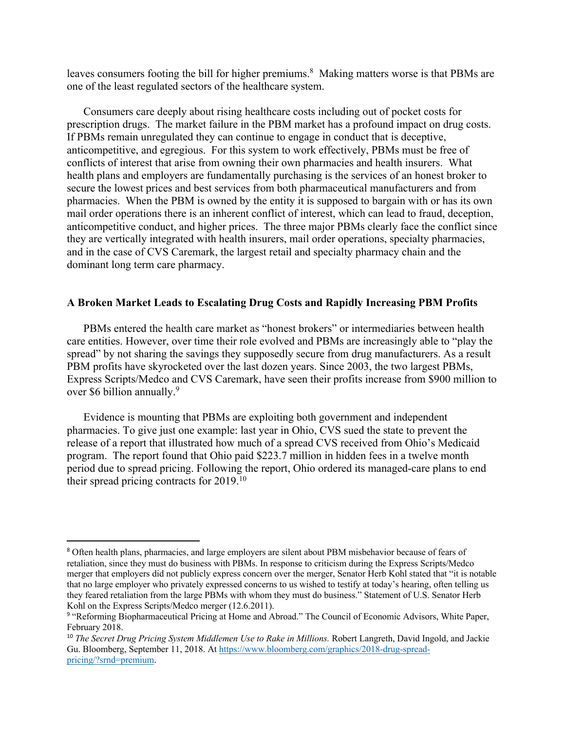leaves consumers footing the bill for higher premiums.[8] Making matters worse is that PBMs are one of the least regulated sectors of the healthcare system.

Consumers care deeply about rising healthcare costs including out of pocket costs for prescription drugs. The market failure in the PBM market has a profound impact on drug costs. If PBMs remain unregulated they can continue to engage in conduct that is deceptive, anticompetitive, and egregious. For this system to work effectively, PBMs must be free of conflicts of interest that arise from owning their own pharmacies and health insurers. What health plans and employers are fundamentally purchasing is the services of an honest broker to secure the lowest prices and best services from both pharmaceutical manufacturers and from pharmacies. When the PBM is owned by the entity it is supposed to bargain with or has its own mail order operations there is an inherent conflict of interest, which can lead to fraud, deception, anticompetitive conduct, and higher prices. The three major PBMs clearly face the conflict since they are vertically integrated with health insurers, mail order operations, specialty pharmacies, and in the case of CVS Caremark, the largest retail and specialty pharmacy chain and the dominant long term care pharmacy.

**A Broken Market Leads to Escalating Drug Costs and Rapidly Increasing PBM Profits**

PBMs entered the health care market as "honest brokers" or intermediaries between health care entities. However, over time their role evolved and PBMs are increasingly able to "play the spread" by not sharing the savings they supposedly secure from drug manufacturers. As a result PBM profits have skyrocketed over the last dozen years. Since 2003, the two largest PBMs, Express Scripts/Medco and CVS Caremark, have seen their profits increase from $900 million to over $6 billion annually.[9]

Evidence is mounting that PBMs are exploiting both government and independent pharmacies. To give just one example: last year in Ohio, CVS sued the state to prevent the release of a report that illustrated how much of a spread CVS received from Ohio's Medicaid program. The report found that Ohio paid $223.7 million in hidden fees in a twelve month period due to spread pricing. Following the report, Ohio ordered its managed-care plans to end their spread pricing contracts for 2019.[10]

---

[8] Often health plans, pharmacies, and large employers are silent about PBM misbehavior because of fears of retaliation, since they must do business with PBMs. In response to criticism during the Express Scripts/Medco merger that employers did not publicly express concern over the merger, Senator Herb Kohl stated that "it is notable that no large employer who privately expressed concerns to us wished to testify at today's hearing, often telling us they feared retaliation from the large PBMs with whom they must do business." Statement of U.S. Senator Herb Kohl on the Express Scripts/Medco merger (12.6.2011).

[9] "Reforming Biopharmaceutical Pricing at Home and Abroad." The Council of Economic Advisors, White Paper, February 2018.

[10] *The Secret Drug Pricing System Middlemen Use to Rake in Millions.* Robert Langreth, David Ingold, and Jackie Gu. Bloomberg, September 11, 2018. At https://www.bloomberg.com/graphics/2018-drug-spread-pricing/?srnd=premium.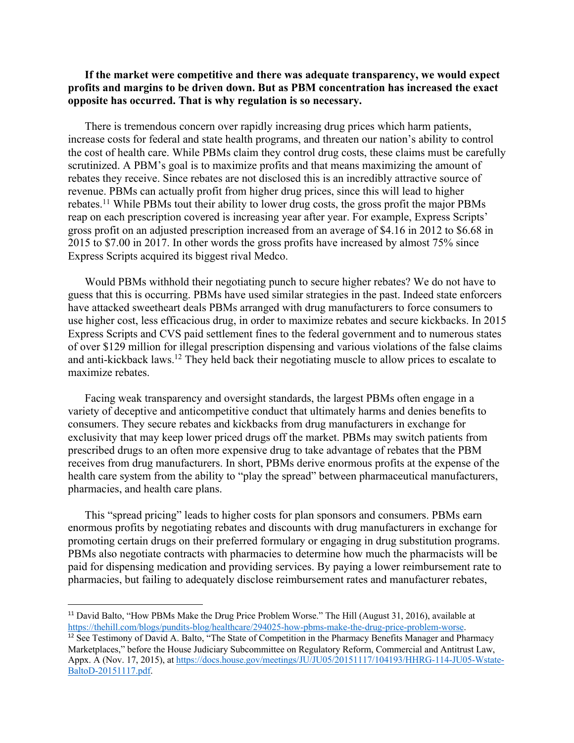**If the market were competitive and there was adequate transparency, we would expect profits and margins to be driven down. But as PBM concentration has increased the exact opposite has occurred. That is why regulation is so necessary.**

There is tremendous concern over rapidly increasing drug prices which harm patients, increase costs for federal and state health programs, and threaten our nation's ability to control the cost of health care. While PBMs claim they control drug costs, these claims must be carefully scrutinized. A PBM's goal is to maximize profits and that means maximizing the amount of rebates they receive. Since rebates are not disclosed this is an incredibly attractive source of revenue. PBMs can actually profit from higher drug prices, since this will lead to higher rebates.[11] While PBMs tout their ability to lower drug costs, the gross profit the major PBMs reap on each prescription covered is increasing year after year. For example, Express Scripts' gross profit on an adjusted prescription increased from an average of $4.16 in 2012 to $6.68 in 2015 to $7.00 in 2017. In other words the gross profits have increased by almost 75% since Express Scripts acquired its biggest rival Medco.

Would PBMs withhold their negotiating punch to secure higher rebates? We do not have to guess that this is occurring. PBMs have used similar strategies in the past. Indeed state enforcers have attacked sweetheart deals PBMs arranged with drug manufacturers to force consumers to use higher cost, less efficacious drug, in order to maximize rebates and secure kickbacks. In 2015 Express Scripts and CVS paid settlement fines to the federal government and to numerous states of over $129 million for illegal prescription dispensing and various violations of the false claims and anti-kickback laws.[12] They held back their negotiating muscle to allow prices to escalate to maximize rebates.

Facing weak transparency and oversight standards, the largest PBMs often engage in a variety of deceptive and anticompetitive conduct that ultimately harms and denies benefits to consumers. They secure rebates and kickbacks from drug manufacturers in exchange for exclusivity that may keep lower priced drugs off the market. PBMs may switch patients from prescribed drugs to an often more expensive drug to take advantage of rebates that the PBM receives from drug manufacturers. In short, PBMs derive enormous profits at the expense of the health care system from the ability to "play the spread" between pharmaceutical manufacturers, pharmacies, and health care plans.

This "spread pricing" leads to higher costs for plan sponsors and consumers. PBMs earn enormous profits by negotiating rebates and discounts with drug manufacturers in exchange for promoting certain drugs on their preferred formulary or engaging in drug substitution programs. PBMs also negotiate contracts with pharmacies to determine how much the pharmacists will be paid for dispensing medication and providing services. By paying a lower reimbursement rate to pharmacies, but failing to adequately disclose reimbursement rates and manufacturer rebates,

---

[11] David Balto, "How PBMs Make the Drug Price Problem Worse." The Hill (August 31, 2016), available at https://thehill.com/blogs/pundits-blog/healthcare/294025-how-pbms-make-the-drug-price-problem-worse.

[12] See Testimony of David A. Balto, "The State of Competition in the Pharmacy Benefits Manager and Pharmacy Marketplaces," before the House Judiciary Subcommittee on Regulatory Reform, Commercial and Antitrust Law, Appx. A (Nov. 17, 2015), at https://docs.house.gov/meetings/JU/JU05/20151117/104193/HHRG-114-JU05-Wstate-BaltoD-20151117.pdf.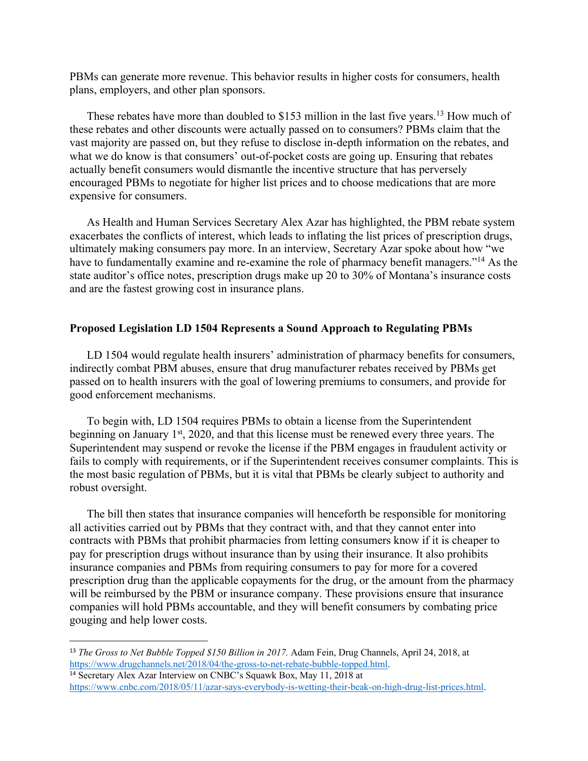PBMs can generate more revenue. This behavior results in higher costs for consumers, health plans, employers, and other plan sponsors.

These rebates have more than doubled to $153 million in the last five years.[13] How much of these rebates and other discounts were actually passed on to consumers? PBMs claim that the vast majority are passed on, but they refuse to disclose in-depth information on the rebates, and what we do know is that consumers' out-of-pocket costs are going up. Ensuring that rebates actually benefit consumers would dismantle the incentive structure that has perversely encouraged PBMs to negotiate for higher list prices and to choose medications that are more expensive for consumers.

As Health and Human Services Secretary Alex Azar has highlighted, the PBM rebate system exacerbates the conflicts of interest, which leads to inflating the list prices of prescription drugs, ultimately making consumers pay more. In an interview, Secretary Azar spoke about how "we have to fundamentally examine and re-examine the role of pharmacy benefit managers."[14] As the state auditor's office notes, prescription drugs make up 20 to 30% of Montana's insurance costs and are the fastest growing cost in insurance plans.

**Proposed Legislation LD 1504 Represents a Sound Approach to Regulating PBMs**

LD 1504 would regulate health insurers' administration of pharmacy benefits for consumers, indirectly combat PBM abuses, ensure that drug manufacturer rebates received by PBMs get passed on to health insurers with the goal of lowering premiums to consumers, and provide for good enforcement mechanisms.

To begin with, LD 1504 requires PBMs to obtain a license from the Superintendent beginning on January 1st, 2020, and that this license must be renewed every three years. The Superintendent may suspend or revoke the license if the PBM engages in fraudulent activity or fails to comply with requirements, or if the Superintendent receives consumer complaints. This is the most basic regulation of PBMs, but it is vital that PBMs be clearly subject to authority and robust oversight.

The bill then states that insurance companies will henceforth be responsible for monitoring all activities carried out by PBMs that they contract with, and that they cannot enter into contracts with PBMs that prohibit pharmacies from letting consumers know if it is cheaper to pay for prescription drugs without insurance than by using their insurance. It also prohibits insurance companies and PBMs from requiring consumers to pay for more for a covered prescription drug than the applicable copayments for the drug, or the amount from the pharmacy will be reimbursed by the PBM or insurance company. These provisions ensure that insurance companies will hold PBMs accountable, and they will benefit consumers by combating price gouging and help lower costs.

---

[13] *The Gross to Net Bubble Topped $150 Billion in 2017.* Adam Fein, Drug Channels, April 24, 2018, at https://www.drugchannels.net/2018/04/the-gross-to-net-rebate-bubble-topped.html.

[14] Secretary Alex Azar Interview on CNBC's Squawk Box, May 11, 2018 at https://www.cnbc.com/2018/05/11/azar-says-everybody-is-wetting-their-beak-on-high-drug-list-prices.html.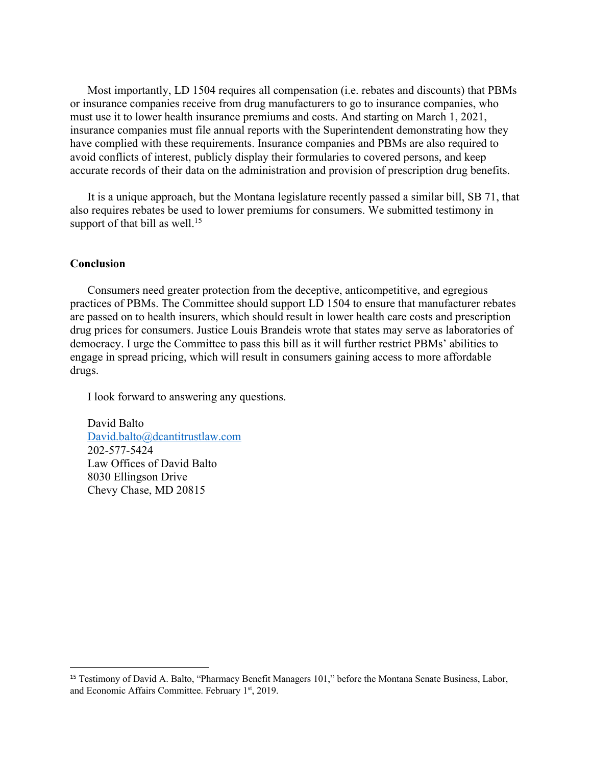Most importantly, LD 1504 requires all compensation (i.e. rebates and discounts) that PBMs or insurance companies receive from drug manufacturers to go to insurance companies, who must use it to lower health insurance premiums and costs. And starting on March 1, 2021, insurance companies must file annual reports with the Superintendent demonstrating how they have complied with these requirements. Insurance companies and PBMs are also required to avoid conflicts of interest, publicly display their formularies to covered persons, and keep accurate records of their data on the administration and provision of prescription drug benefits.

It is a unique approach, but the Montana legislature recently passed a similar bill, SB 71, that also requires rebates be used to lower premiums for consumers. We submitted testimony in support of that bill as well.[15]

**Conclusion**

Consumers need greater protection from the deceptive, anticompetitive, and egregious practices of PBMs. The Committee should support LD 1504 to ensure that manufacturer rebates are passed on to health insurers, which should result in lower health care costs and prescription drug prices for consumers. Justice Louis Brandeis wrote that states may serve as laboratories of democracy. I urge the Committee to pass this bill as it will further restrict PBMs' abilities to engage in spread pricing, which will result in consumers gaining access to more affordable drugs.

I look forward to answering any questions.

David Balto
David.balto@dcantitrustlaw.com
202-577-5424
Law Offices of David Balto
8030 Ellingson Drive
Chevy Chase, MD 20815

---

[15] Testimony of David A. Balto, "Pharmacy Benefit Managers 101," before the Montana Senate Business, Labor, and Economic Affairs Committee. February 1st, 2019.